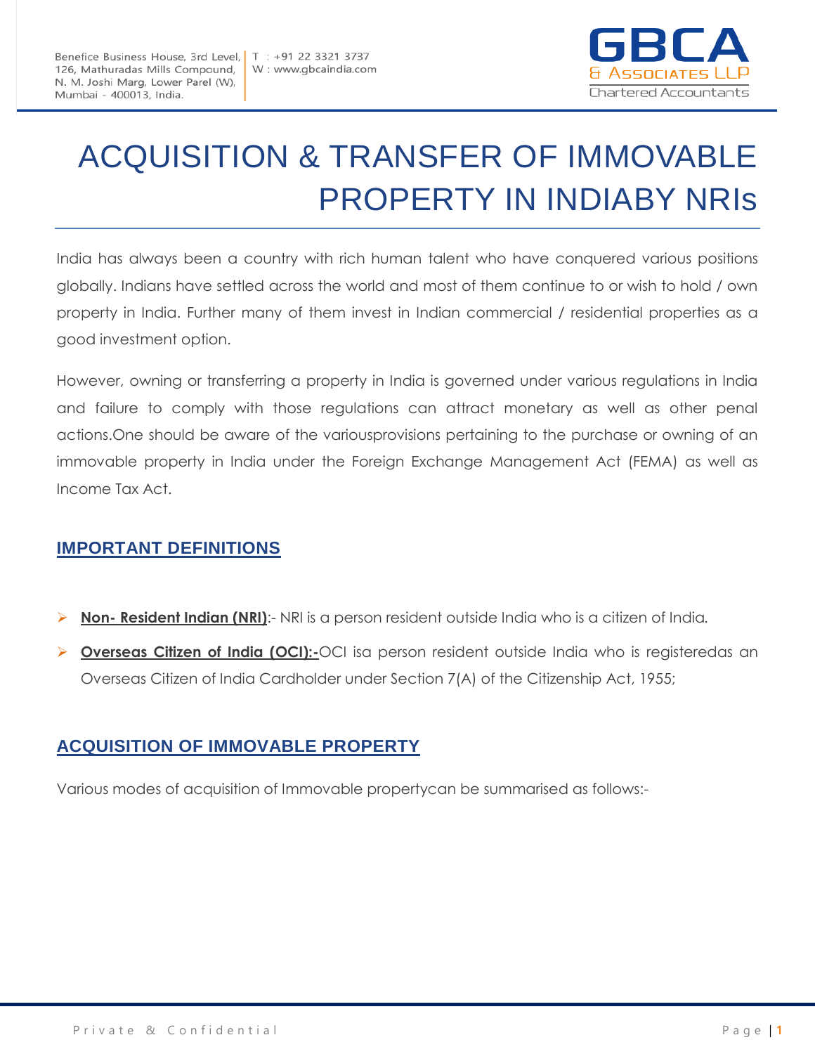# ACQUISITION & TRANSFER OF IMMOVABLE PROPERTY IN INDIABY NRIs

India has always been a country with rich human talent who have conquered various positions globally. Indians have settled across the world and most of them continue to or wish to hold / own property in India. Further many of them invest in Indian commercial / residential properties as a good investment option.

However, owning or transferring a property in India is governed under various regulations in India and failure to comply with those regulations can attract monetary as well as other penal actions.One should be aware of the variousprovisions pertaining to the purchase or owning of an immovable property in India under the Foreign Exchange Management Act (FEMA) as well as Income Tax Act.

## IMPORTANT DEFINITIONS

- **Non- Resident Indian (NRI)**:- NRI is a person resident outside India who is a citizen of India.
- **Overseas Citizen of India (OCI):-**OCI isa person resident outside India who is registeredas an Overseas Citizen of India Cardholder under Section 7(A) of the Citizenship Act, 1955;

## ACQUISITION OF IMMOVABLE PROPERTY

Various modes of acquisition of Immovable propertycan be summarised as follows:-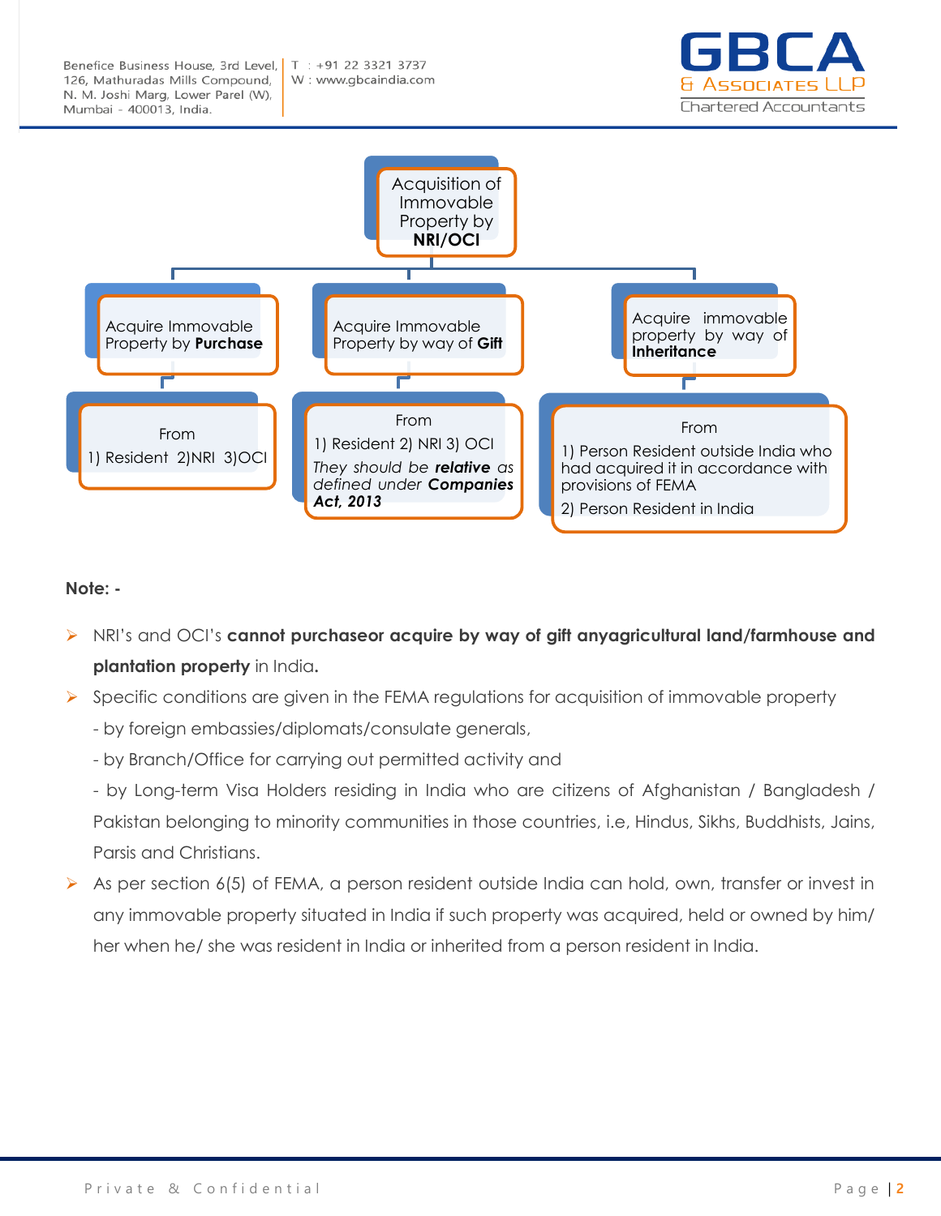**Acquisition of Immovable Property by NRI/OCI**

- Acquire Immovable Property by **Purchase**
  - From
    1) Resident 2) NRI 3) OCI
- Acquire Immovable Property by way of **Gift**
  - From
    1) Resident 2) NRI 3) OCI
    *They should be **relative** as defined under **Companies Act, 2013***
- Acquire immovable property by way of **Inheritance**
  - From
    1) Person Resident outside India who had acquired it in accordance with provisions of FEMA
    2) Person Resident in India

**Note: -**

- NRI's and OCI's **cannot purchaseor acquire by way of gift anyagricultural land/farmhouse and plantation property** in India**.**
- Specific conditions are given in the FEMA regulations for acquisition of immovable property
  - by foreign embassies/diplomats/consulate generals,
  - by Branch/Office for carrying out permitted activity and
  - by Long-term Visa Holders residing in India who are citizens of Afghanistan / Bangladesh / Pakistan belonging to minority communities in those countries, i.e, Hindus, Sikhs, Buddhists, Jains, Parsis and Christians.
- As per section 6(5) of FEMA, a person resident outside India can hold, own, transfer or invest in any immovable property situated in India if such property was acquired, held or owned by him/ her when he/ she was resident in India or inherited from a person resident in India.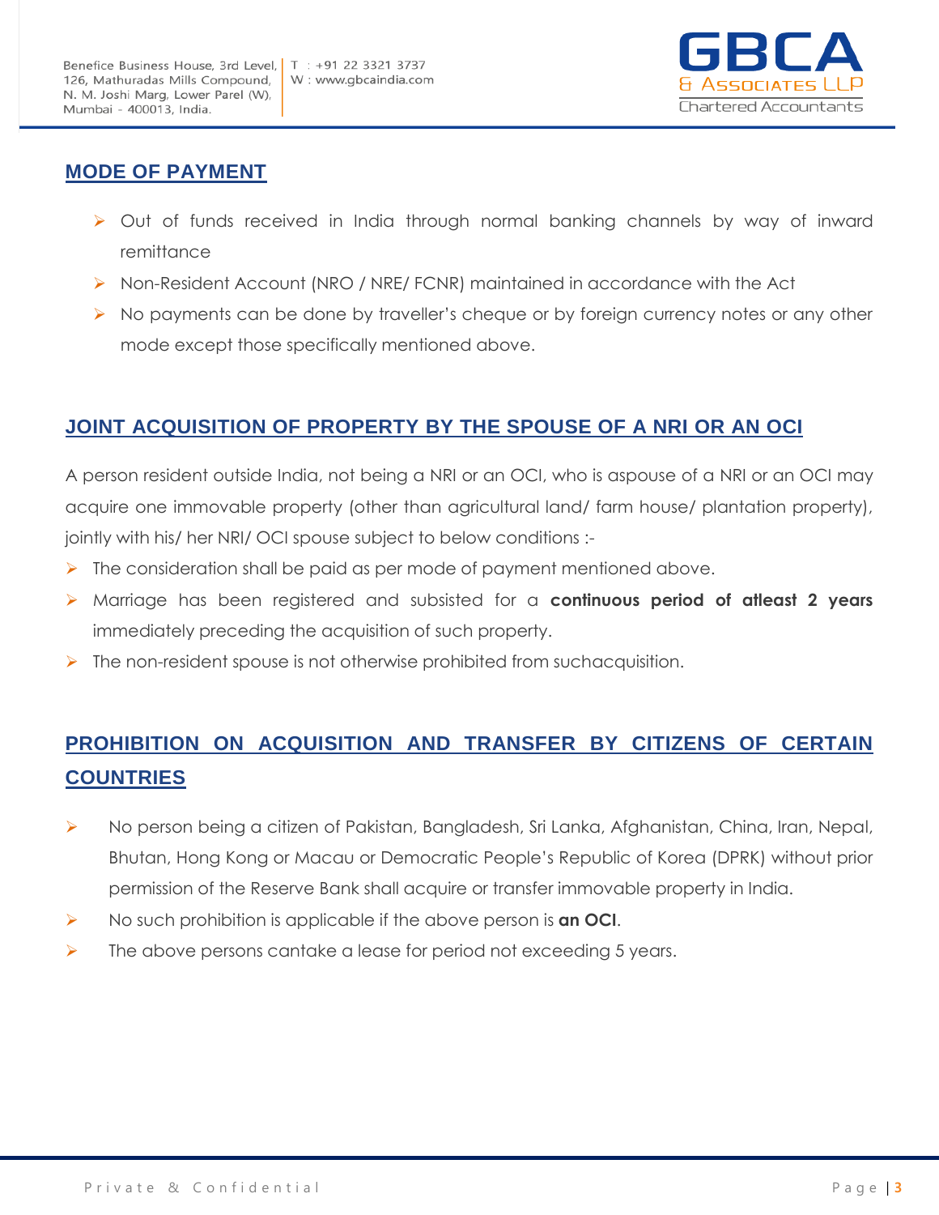## MODE OF PAYMENT

- Out of funds received in India through normal banking channels by way of inward remittance
- Non-Resident Account (NRO / NRE/ FCNR) maintained in accordance with the Act
- No payments can be done by traveller's cheque or by foreign currency notes or any other mode except those specifically mentioned above.

## JOINT ACQUISITION OF PROPERTY BY THE SPOUSE OF A NRI OR AN OCI

A person resident outside India, not being a NRI or an OCI, who is aspouse of a NRI or an OCI may acquire one immovable property (other than agricultural land/ farm house/ plantation property), jointly with his/ her NRI/ OCI spouse subject to below conditions :-

- The consideration shall be paid as per mode of payment mentioned above.
- Marriage has been registered and subsisted for a **continuous period of atleast 2 years** immediately preceding the acquisition of such property.
- The non-resident spouse is not otherwise prohibited from suchacquisition.

## PROHIBITION ON ACQUISITION AND TRANSFER BY CITIZENS OF CERTAIN COUNTRIES

- No person being a citizen of Pakistan, Bangladesh, Sri Lanka, Afghanistan, China, Iran, Nepal, Bhutan, Hong Kong or Macau or Democratic People's Republic of Korea (DPRK) without prior permission of the Reserve Bank shall acquire or transfer immovable property in India.
- No such prohibition is applicable if the above person is **an OCI**.
- The above persons cantake a lease for period not exceeding 5 years.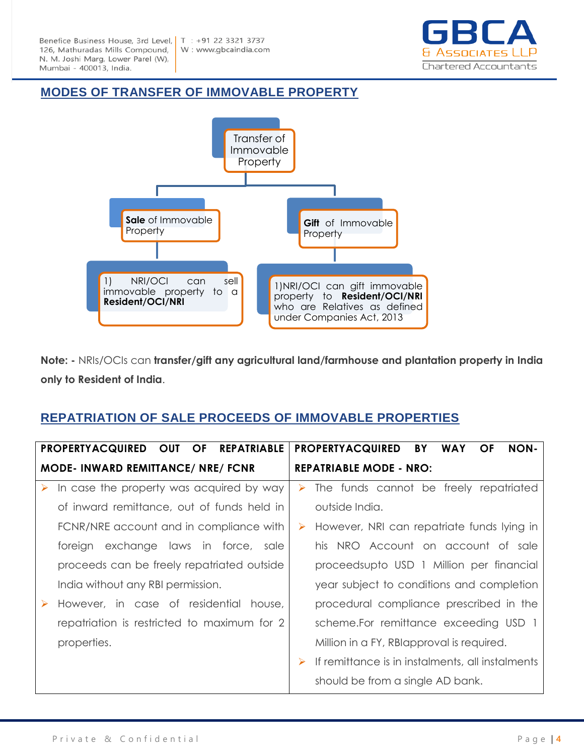## MODES OF TRANSFER OF IMMOVABLE PROPERTY

Transfer of Immovable Property

- **Sale** of Immovable Property
  - 1) NRI/OCI can sell immovable property to a **Resident/OCI/NRI**
- **Gift** of Immovable Property
  - 1)NRI/OCI can gift immovable property to **Resident/OCI/NRI** who are Relatives as defined under Companies Act, 2013

**Note: -** NRIs/OCIs can **transfer/gift any agricultural land/farmhouse and plantation property in India only to Resident of India**.

## REPATRIATION OF SALE PROCEEDS OF IMMOVABLE PROPERTIES

| PROPERTYACQUIRED OUT OF REPATRIABLE MODE- INWARD REMITTANCE/ NRE/ FCNR | PROPERTYACQUIRED BY WAY OF NON-REPATRIABLE MODE - NRO: |
|---|---|
| ➤ In case the property was acquired by way of inward remittance, out of funds held in FCNR/NRE account and in compliance with foreign exchange laws in force, sale proceeds can be freely repatriated outside India without any RBI permission.<br>➤ However, in case of residential house, repatriation is restricted to maximum for 2 properties. | ➤ The funds cannot be freely repatriated outside India.<br>➤ However, NRI can repatriate funds lying in his NRO Account on account of sale proceedsupto USD 1 Million per financial year subject to conditions and completion procedural compliance prescribed in the scheme.For remittance exceeding USD 1 Million in a FY, RBIapproval is required.<br>➤ If remittance is in instalments, all instalments should be from a single AD bank. |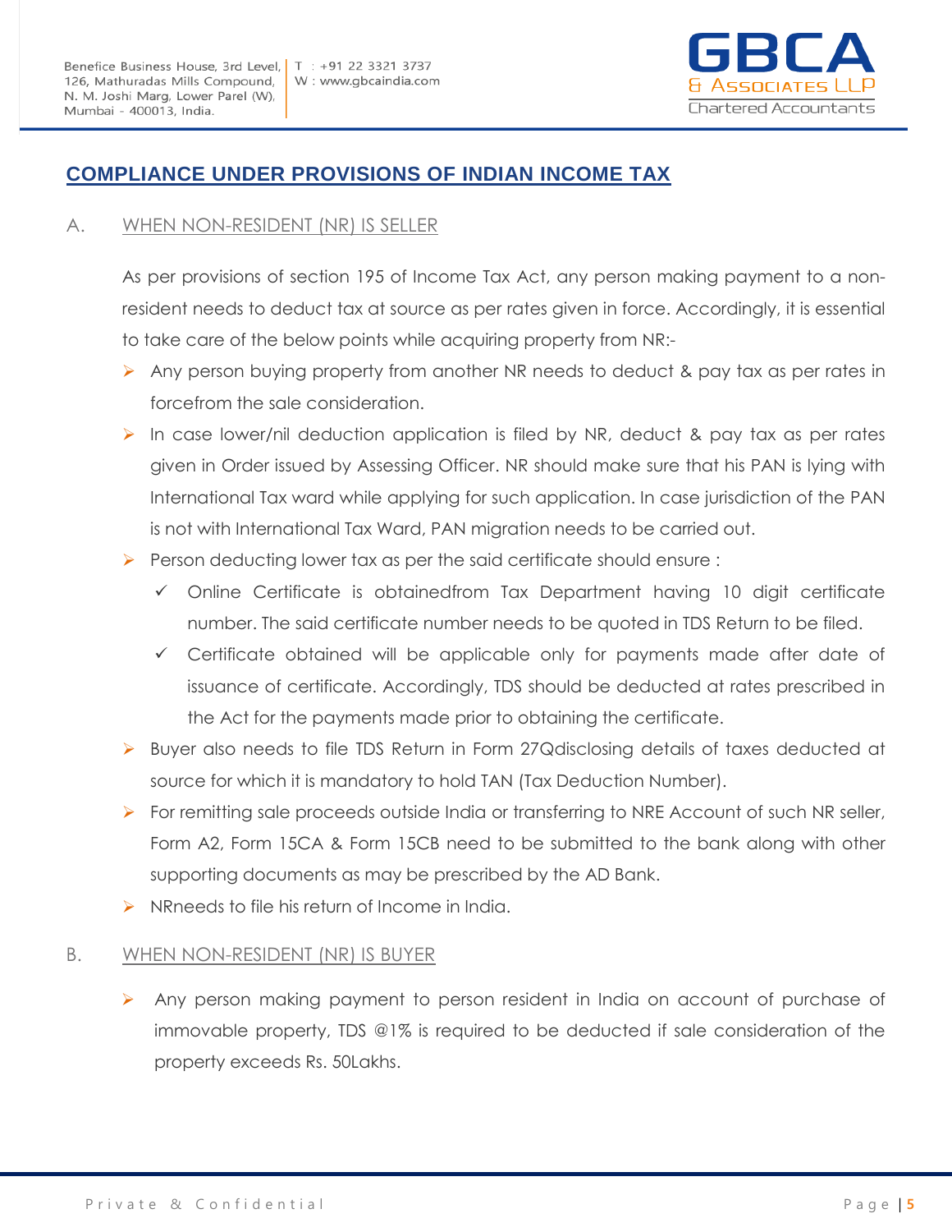## COMPLIANCE UNDER PROVISIONS OF INDIAN INCOME TAX

### A. WHEN NON-RESIDENT (NR) IS SELLER

As per provisions of section 195 of Income Tax Act, any person making payment to a non-resident needs to deduct tax at source as per rates given in force. Accordingly, it is essential to take care of the below points while acquiring property from NR:-

- Any person buying property from another NR needs to deduct & pay tax as per rates in forcefrom the sale consideration.
- In case lower/nil deduction application is filed by NR, deduct & pay tax as per rates given in Order issued by Assessing Officer. NR should make sure that his PAN is lying with International Tax ward while applying for such application. In case jurisdiction of the PAN is not with International Tax Ward, PAN migration needs to be carried out.
- Person deducting lower tax as per the said certificate should ensure :
  - ✓ Online Certificate is obtainedfrom Tax Department having 10 digit certificate number. The said certificate number needs to be quoted in TDS Return to be filed.
  - ✓ Certificate obtained will be applicable only for payments made after date of issuance of certificate. Accordingly, TDS should be deducted at rates prescribed in the Act for the payments made prior to obtaining the certificate.
- Buyer also needs to file TDS Return in Form 27Qdisclosing details of taxes deducted at source for which it is mandatory to hold TAN (Tax Deduction Number).
- For remitting sale proceeds outside India or transferring to NRE Account of such NR seller, Form A2, Form 15CA & Form 15CB need to be submitted to the bank along with other supporting documents as may be prescribed by the AD Bank.
- NRneeds to file his return of Income in India.

### B. WHEN NON-RESIDENT (NR) IS BUYER

- Any person making payment to person resident in India on account of purchase of immovable property, TDS @1% is required to be deducted if sale consideration of the property exceeds Rs. 50Lakhs.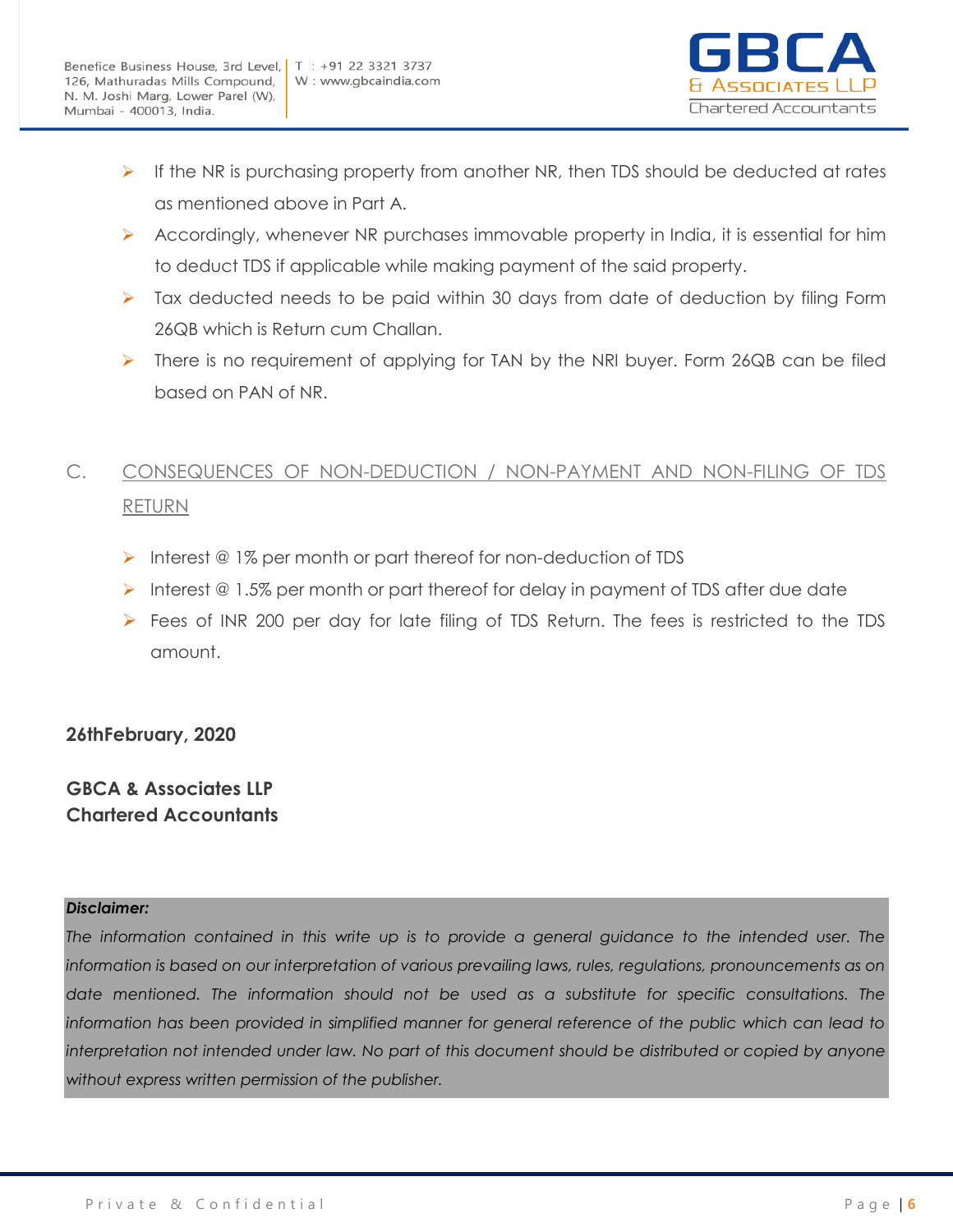- If the NR is purchasing property from another NR, then TDS should be deducted at rates as mentioned above in Part A.
- Accordingly, whenever NR purchases immovable property in India, it is essential for him to deduct TDS if applicable while making payment of the said property.
- Tax deducted needs to be paid within 30 days from date of deduction by filing Form 26QB which is Return cum Challan.
- There is no requirement of applying for TAN by the NRI buyer. Form 26QB can be filed based on PAN of NR.

## C. CONSEQUENCES OF NON-DEDUCTION / NON-PAYMENT AND NON-FILING OF TDS RETURN

- Interest @ 1% per month or part thereof for non-deduction of TDS
- Interest @ 1.5% per month or part thereof for delay in payment of TDS after due date
- Fees of INR 200 per day for late filing of TDS Return. The fees is restricted to the TDS amount.

**26thFebruary, 2020**

**GBCA & Associates LLP**
**Chartered Accountants**

***Disclaimer:***
*The information contained in this write up is to provide a general guidance to the intended user. The information is based on our interpretation of various prevailing laws, rules, regulations, pronouncements as on date mentioned. The information should not be used as a substitute for specific consultations. The information has been provided in simplified manner for general reference of the public which can lead to interpretation not intended under law. No part of this document should be distributed or copied by anyone without express written permission of the publisher.*